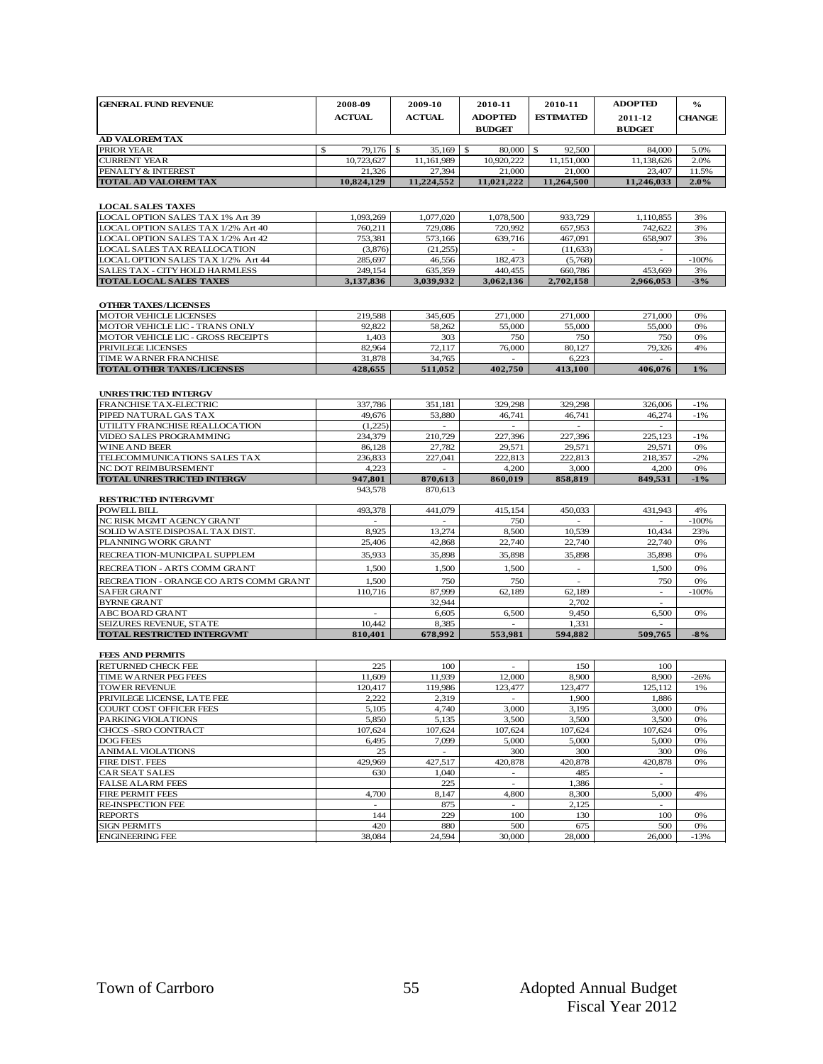| GENERAL FUND REVENUE | 2008-09 ACTUAL | 2009-10 ACTUAL | 2010-11 ADOPTED BUDGET | 2010-11 ESTIMATED | ADOPTED 2011-12 BUDGET | % CHANGE |
|---|---|---|---|---|---|---|
| **AD VALOREM TAX** | | | | | | |
| PRIOR YEAR | $ 79,176 | $ 35,169 | $ 80,000 | $ 92,500 | 84,000 | 5.0% |
| CURRENT YEAR | 10,723,627 | 11,161,989 | 10,920,222 | 11,151,000 | 11,138,626 | 2.0% |
| PENALTY & INTEREST | 21,326 | 27,394 | 21,000 | 21,000 | 23,407 | 11.5% |
| **TOTAL AD VALOREM TAX** | **10,824,129** | **11,224,552** | **11,021,222** | **11,264,500** | **11,246,033** | **2.0%** |
| | | | | | | |
| **LOCAL SALES TAXES** | | | | | | |
| LOCAL OPTION SALES TAX 1% Art 39 | 1,093,269 | 1,077,020 | 1,078,500 | 933,729 | 1,110,855 | 3% |
| LOCAL OPTION SALES TAX 1/2% Art 40 | 760,211 | 729,086 | 720,992 | 657,953 | 742,622 | 3% |
| LOCAL OPTION SALES TAX 1/2% Art 42 | 753,381 | 573,166 | 639,716 | 467,091 | 658,907 | 3% |
| LOCAL SALES TAX REALLOCATION | (3,876) | (21,255) | - | (11,633) | - | |
| LOCAL OPTION SALES TAX 1/2% Art 44 | 285,697 | 46,556 | 182,473 | (5,768) | - | -100% |
| SALES TAX - CITY HOLD HARMLESS | 249,154 | 635,359 | 440,455 | 660,786 | 453,669 | 3% |
| **TOTAL LOCAL SALES TAXES** | **3,137,836** | **3,039,932** | **3,062,136** | **2,702,158** | **2,966,053** | **-3%** |
| | | | | | | |
| **OTHER TAXES/LICENSES** | | | | | | |
| MOTOR VEHICLE LICENSES | 219,588 | 345,605 | 271,000 | 271,000 | 271,000 | 0% |
| MOTOR VEHICLE LIC - TRANS ONLY | 92,822 | 58,262 | 55,000 | 55,000 | 55,000 | 0% |
| MOTOR VEHICLE LIC - GROSS RECEIPTS | 1,403 | 303 | 750 | 750 | 750 | 0% |
| PRIVILEGE LICENSES | 82,964 | 72,117 | 76,000 | 80,127 | 79,326 | 4% |
| TIME WARNER FRANCHISE | 31,878 | 34,765 | - | 6,223 | - | |
| **TOTAL OTHER TAXES/LICENSES** | **428,655** | **511,052** | **402,750** | **413,100** | **406,076** | **1%** |
| | | | | | | |
| **UNRESTRICTED INTERGV** | | | | | | |
| FRANCHISE TAX-ELECTRIC | 337,786 | 351,181 | 329,298 | 329,298 | 326,006 | -1% |
| PIPED NATURAL GAS TAX | 49,676 | 53,880 | 46,741 | 46,741 | 46,274 | -1% |
| UTILITY FRANCHISE REALLOCATION | (1,225) | - | - | - | - | |
| VIDEO SALES PROGRAMMING | 234,379 | 210,729 | 227,396 | 227,396 | 225,123 | -1% |
| WINE AND BEER | 86,128 | 27,782 | 29,571 | 29,571 | 29,571 | 0% |
| TELECOMMUNICATIONS SALES TAX | 236,833 | 227,041 | 222,813 | 222,813 | 218,357 | -2% |
| NC DOT REIMBURSEMENT | 4,223 | - | 4,200 | 3,000 | 4,200 | 0% |
| **TOTAL UNRESTRICTED INTERGV** | **947,801** | **870,613** | **860,019** | **858,819** | **849,531** | **-1%** |
| | 943,578 | 870,613 | | | | |
| **RESTRICTED INTERGVMT** | | | | | | |
| POWELL BILL | 493,378 | 441,079 | 415,154 | 450,033 | 431,943 | 4% |
| NC RISK MGMT AGENCY GRANT | - | - | 750 | - | - | -100% |
| SOLID WASTE DISPOSAL TAX DIST. | 8,925 | 13,274 | 8,500 | 10,539 | 10,434 | 23% |
| PLANNING WORK GRANT | 25,406 | 42,868 | 22,740 | 22,740 | 22,740 | 0% |
| RECREATION-MUNICIPAL SUPPLEM | 35,933 | 35,898 | 35,898 | 35,898 | 35,898 | 0% |
| RECREATION - ARTS COMM GRANT | 1,500 | 1,500 | 1,500 | - | 1,500 | 0% |
| RECREATION - ORANGE CO ARTS COMM GRANT | 1,500 | 750 | 750 | - | 750 | 0% |
| SAFER GRANT | 110,716 | 87,999 | 62,189 | 62,189 | - | -100% |
| BYRNE GRANT | | 32,944 | | 2,702 | - | |
| ABC BOARD GRANT | - | 6,605 | 6,500 | 9,450 | 6,500 | 0% |
| SEIZURES REVENUE, STATE | 10,442 | 8,385 | - | 1,331 | - | |
| **TOTAL RESTRICTED INTERGVMT** | **810,401** | **678,992** | **553,981** | **594,882** | **509,765** | **-8%** |
| | | | | | | |
| **FEES AND PERMITS** | | | | | | |
| RETURNED CHECK FEE | 225 | 100 | - | 150 | 100 | |
| TIME WARNER PEG FEES | 11,609 | 11,939 | 12,000 | 8,900 | 8,900 | -26% |
| TOWER REVENUE | 120,417 | 119,986 | 123,477 | 123,477 | 125,112 | 1% |
| PRIVILEGE LICENSE, LATE FEE | 2,222 | 2,319 | - | 1,900 | 1,886 | |
| COURT COST OFFICER FEES | 5,105 | 4,740 | 3,000 | 3,195 | 3,000 | 0% |
| PARKING VIOLATIONS | 5,850 | 5,135 | 3,500 | 3,500 | 3,500 | 0% |
| CHCCS -SRO CONTRACT | 107,624 | 107,624 | 107,624 | 107,624 | 107,624 | 0% |
| DOG FEES | 6,495 | 7,099 | 5,000 | 5,000 | 5,000 | 0% |
| ANIMAL VIOLATIONS | 25 | - | 300 | 300 | 300 | 0% |
| FIRE DIST. FEES | 429,969 | 427,517 | 420,878 | 420,878 | 420,878 | 0% |
| CAR SEAT SALES | 630 | 1,040 | - | 485 | - | |
| FALSE ALARM FEES | | 225 | - | 1,386 | - | |
| FIRE PERMIT FEES | 4,700 | 8,147 | 4,800 | 8,300 | 5,000 | 4% |
| RE-INSPECTION FEE | - | 875 | - | 2,125 | - | |
| REPORTS | 144 | 229 | 100 | 130 | 100 | 0% |
| SIGN PERMITS | 420 | 880 | 500 | 675 | 500 | 0% |
| ENGINEERING FEE | 38,084 | 24,594 | 30,000 | 28,000 | 26,000 | -13% |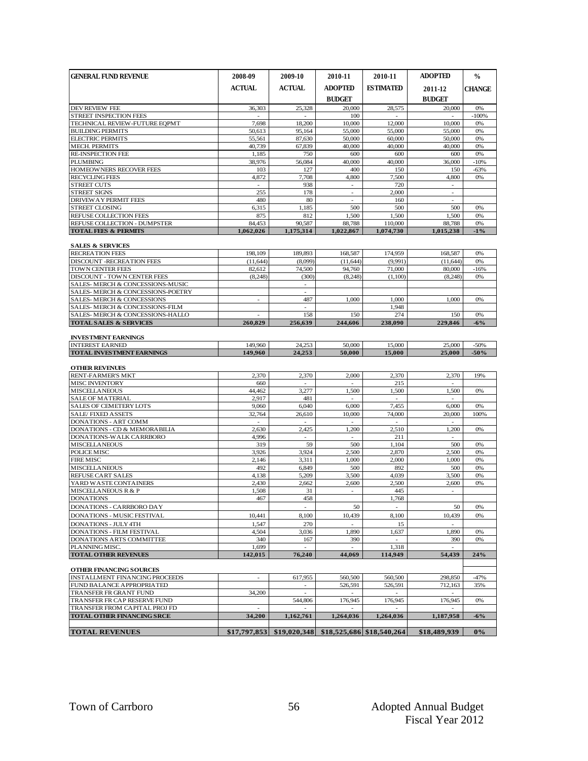| GENERAL FUND REVENUE | 2008-09 ACTUAL | 2009-10 ACTUAL | 2010-11 ADOPTED BUDGET | 2010-11 ESTIMATED | ADOPTED 2011-12 BUDGET | % CHANGE |
|---|---|---|---|---|---|---|
| DEV REVIEW FEE | 36,303 | 25,328 | 20,000 | 28,575 | 20,000 | 0% |
| STREET INSPECTION FEES | - | - | 100 | - | - | -100% |
| TECHNICAL REVIEW-FUTURE EQPMT | 7,698 | 18,200 | 10,000 | 12,000 | 10,000 | 0% |
| BUILDING PERMITS | 50,613 | 95,164 | 55,000 | 55,000 | 55,000 | 0% |
| ELECTRIC PERMITS | 55,561 | 87,630 | 50,000 | 60,000 | 50,000 | 0% |
| MECH. PERMITS | 40,739 | 67,839 | 40,000 | 40,000 | 40,000 | 0% |
| RE-INSPECTION FEE | 1,185 | 750 | 600 | 600 | 600 | 0% |
| PLUMBING | 38,976 | 56,084 | 40,000 | 40,000 | 36,000 | -10% |
| HOMEOWNERS RECOVER FEES | 103 | 127 | 400 | 150 | 150 | -63% |
| RECYCLING FEES | 4,872 | 7,708 | 4,800 | 7,500 | 4,800 | 0% |
| STREET CUTS | - | 938 | - | 720 | - | |
| STREET SIGNS | 255 | 178 | - | 2,000 | - | |
| DRIVEWAY PERMIT FEES | 480 | 80 | - | 160 | - | |
| STREET CLOSING | 6,315 | 1,185 | 500 | 500 | 500 | 0% |
| REFUSE COLLECTION FEES | 875 | 812 | 1,500 | 1,500 | 1,500 | 0% |
| REFUSE COLLECTION - DUMPSTER | 84,453 | 90,587 | 88,788 | 110,000 | 88,788 | 0% |
| **TOTAL FEES & PERMITS** | **1,062,026** | **1,175,314** | **1,022,867** | **1,074,730** | **1,015,238** | **-1%** |
| | | | | | | |
| **SALES & SERVICES** | | | | | | |
| RECREATION FEES | 198,109 | 189,893 | 168,587 | 174,959 | 168,587 | 0% |
| DISCOUNT -RECREATION FEES | (11,644) | (8,099) | (11,644) | (9,991) | (11,644) | 0% |
| TOWN CENTER FEES | 82,612 | 74,500 | 94,760 | 71,000 | 80,000 | -16% |
| DISCOUNT - TOWN CENTER FEES | (8,248) | (300) | (8,248) | (1,100) | (8,248) | 0% |
| SALES- MERCH & CONCESSIONS-MUSIC | | - | | | | |
| SALES- MERCH & CONCESSIONS-POETRY | | - | | | | |
| SALES- MERCH & CONCESSIONS | - | 487 | 1,000 | 1,000 | 1,000 | 0% |
| SALES- MERCH & CONCESSIONS-FILM | | - | | 1,948 | | |
| SALES- MERCH & CONCESSIONS-HALLO | - | 158 | 150 | 274 | 150 | 0% |
| **TOTAL SALES & SERVICES** | **260,829** | **256,639** | **244,606** | **238,090** | **229,846** | **-6%** |
| | | | | | | |
| **INVESTMENT EARNINGS** | | | | | | |
| INTEREST EARNED | 149,960 | 24,253 | 50,000 | 15,000 | 25,000 | -50% |
| **TOTAL INVESTMENT EARNINGS** | **149,960** | **24,253** | **50,000** | **15,000** | **25,000** | **-50%** |
| | | | | | | |
| **OTHER REVENUES** | | | | | | |
| RENT-FARMER'S MKT | 2,370 | 2,370 | 2,000 | 2,370 | 2,370 | 19% |
| MISC INVENTORY | 660 | - | - | 215 | - | |
| MISCELLANEOUS | 44,462 | 3,277 | 1,500 | 1,500 | 1,500 | 0% |
| SALE OF MATERIAL | 2,917 | 481 | - | - | - | |
| SALES OF CEMETERY LOTS | 9,060 | 6,040 | 6,000 | 7,455 | 6,000 | 0% |
| SALE/ FIXED ASSETS | 32,764 | 26,610 | 10,000 | 74,000 | 20,000 | 100% |
| DONATIONS - ART COMM | - | - | - | - | - | |
| DONATIONS - CD & MEMORABILIA | 2,630 | 2,425 | 1,200 | 2,510 | 1,200 | 0% |
| DONATIONS-WALK CARRBORO | 4,996 | - | - | 211 | - | |
| MISCELLANEOUS | 319 | 59 | 500 | 1,104 | 500 | 0% |
| POLICE MISC | 3,926 | 3,924 | 2,500 | 2,870 | 2,500 | 0% |
| FIRE MISC | 2,146 | 3,311 | 1,000 | 2,000 | 1,000 | 0% |
| MISCELLANEOUS | 492 | 6,849 | 500 | 892 | 500 | 0% |
| REFUSE CART SALES | 4,138 | 5,209 | 3,500 | 4,039 | 3,500 | 0% |
| YARD WASTE CONTAINERS | 2,430 | 2,662 | 2,600 | 2,500 | 2,600 | 0% |
| MISCELLANEOUS R & P | 1,508 | 31 | - | 445 | - | |
| DONATIONS | 467 | 458 | | 1,768 | | |
| DONATIONS - CARRBORO DAY | | - | 50 | - | 50 | 0% |
| DONATIONS - MUSIC FESTIVAL | 10,441 | 8,100 | 10,439 | 8,100 | 10,439 | 0% |
| DONATIONS - JULY 4TH | 1,547 | 270 | - | 15 | - | |
| DONATIONS - FILM FESTIVAL | 4,504 | 3,036 | 1,890 | 1,637 | 1,890 | 0% |
| DONATIONS ARTS COMMITTEE | 340 | 167 | 390 | - | 390 | 0% |
| PLANNING MISC. | 1,699 | - | - | 1,318 | - | |
| **TOTAL OTHER REVENUES** | **142,015** | **76,240** | **44,069** | **114,949** | **54,439** | **24%** |
| | | | | | | |
| **OTHER FINANCING SOURCES** | | | | | | |
| INSTALLMENT FINANCING PROCEEDS | - | 617,955 | 560,500 | 560,500 | 298,850 | -47% |
| FUND BALANCE APPROPRIATED | | - | 526,591 | 526,591 | 712,163 | 35% |
| TRANSFER FR GRANT FUND | 34,200 | - | - | - | - | |
| TRANSFER FR CAP RESERVE FUND | | 544,806 | 176,945 | 176,945 | 176,945 | 0% |
| TRANSFER FROM CAPITAL PROJ FD | - | - | - | - | - | |
| **TOTAL OTHER FINANCING SRCE** | **34,200** | **1,162,761** | **1,264,036** | **1,264,036** | **1,187,958** | **-6%** |
| | | | | | | |
| **TOTAL REVENUES** | **\$17,797,853** | **\$19,020,348** | **\$18,525,686** | **\$18,540,264** | **\$18,489,939** | **0%** |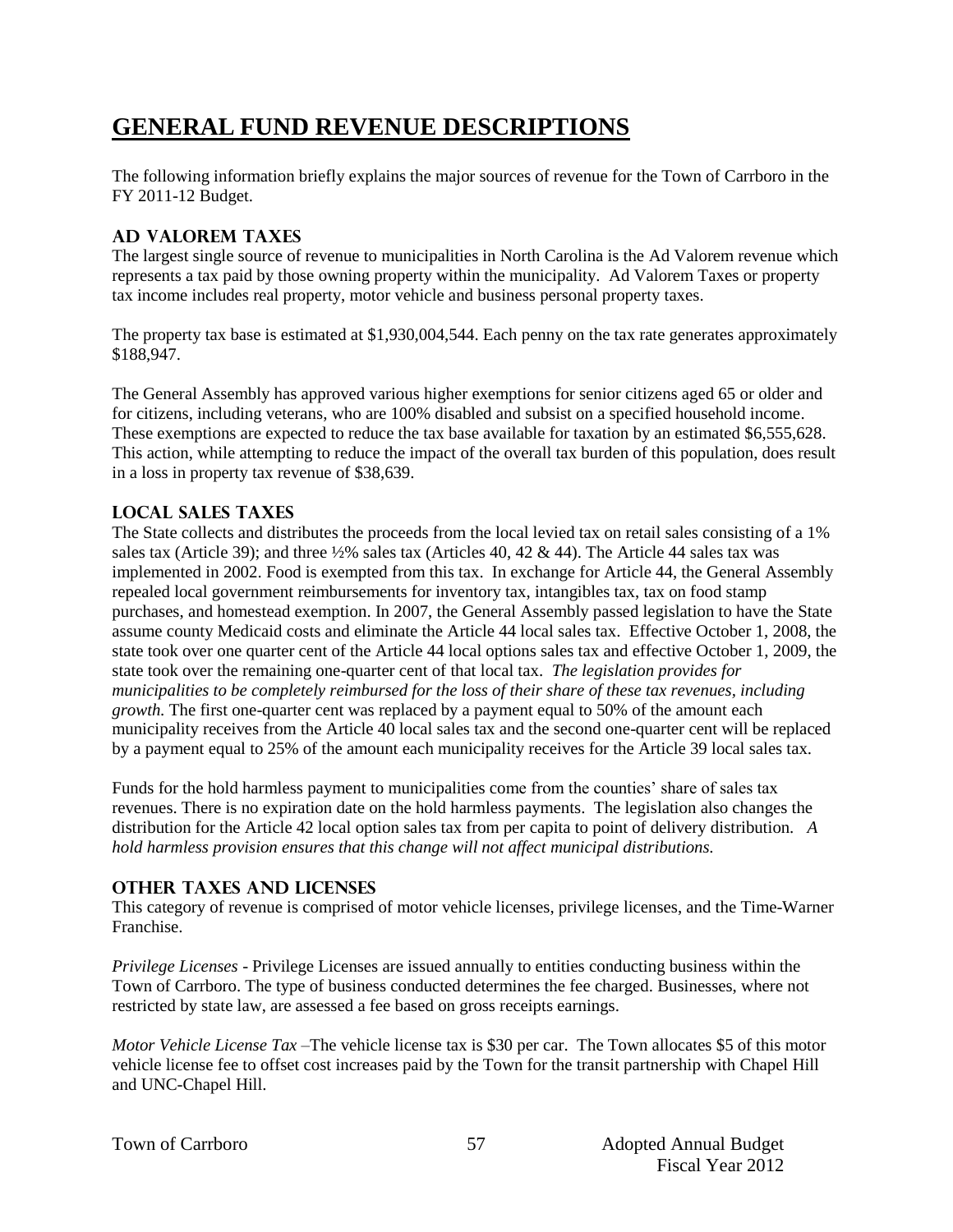# GENERAL FUND REVENUE DESCRIPTIONS

The following information briefly explains the major sources of revenue for the Town of Carrboro in the FY 2011-12 Budget.

## AD VALOREM TAXES

The largest single source of revenue to municipalities in North Carolina is the Ad Valorem revenue which represents a tax paid by those owning property within the municipality. Ad Valorem Taxes or property tax income includes real property, motor vehicle and business personal property taxes.

The property tax base is estimated at $1,930,004,544. Each penny on the tax rate generates approximately $188,947.

The General Assembly has approved various higher exemptions for senior citizens aged 65 or older and for citizens, including veterans, who are 100% disabled and subsist on a specified household income. These exemptions are expected to reduce the tax base available for taxation by an estimated $6,555,628. This action, while attempting to reduce the impact of the overall tax burden of this population, does result in a loss in property tax revenue of $38,639.

## LOCAL SALES TAXES

The State collects and distributes the proceeds from the local levied tax on retail sales consisting of a 1% sales tax (Article 39); and three ½% sales tax (Articles 40, 42 & 44). The Article 44 sales tax was implemented in 2002. Food is exempted from this tax. In exchange for Article 44, the General Assembly repealed local government reimbursements for inventory tax, intangibles tax, tax on food stamp purchases, and homestead exemption. In 2007, the General Assembly passed legislation to have the State assume county Medicaid costs and eliminate the Article 44 local sales tax. Effective October 1, 2008, the state took over one quarter cent of the Article 44 local options sales tax and effective October 1, 2009, the state took over the remaining one-quarter cent of that local tax. *The legislation provides for municipalities to be completely reimbursed for the loss of their share of these tax revenues, including growth.* The first one-quarter cent was replaced by a payment equal to 50% of the amount each municipality receives from the Article 40 local sales tax and the second one-quarter cent will be replaced by a payment equal to 25% of the amount each municipality receives for the Article 39 local sales tax.

Funds for the hold harmless payment to municipalities come from the counties' share of sales tax revenues. There is no expiration date on the hold harmless payments. The legislation also changes the distribution for the Article 42 local option sales tax from per capita to point of delivery distribution. *A hold harmless provision ensures that this change will not affect municipal distributions.*

## OTHER TAXES AND LICENSES

This category of revenue is comprised of motor vehicle licenses, privilege licenses, and the Time-Warner Franchise.

*Privilege Licenses* - Privilege Licenses are issued annually to entities conducting business within the Town of Carrboro. The type of business conducted determines the fee charged. Businesses, where not restricted by state law, are assessed a fee based on gross receipts earnings.

*Motor Vehicle License Tax* –The vehicle license tax is $30 per car. The Town allocates $5 of this motor vehicle license fee to offset cost increases paid by the Town for the transit partnership with Chapel Hill and UNC-Chapel Hill.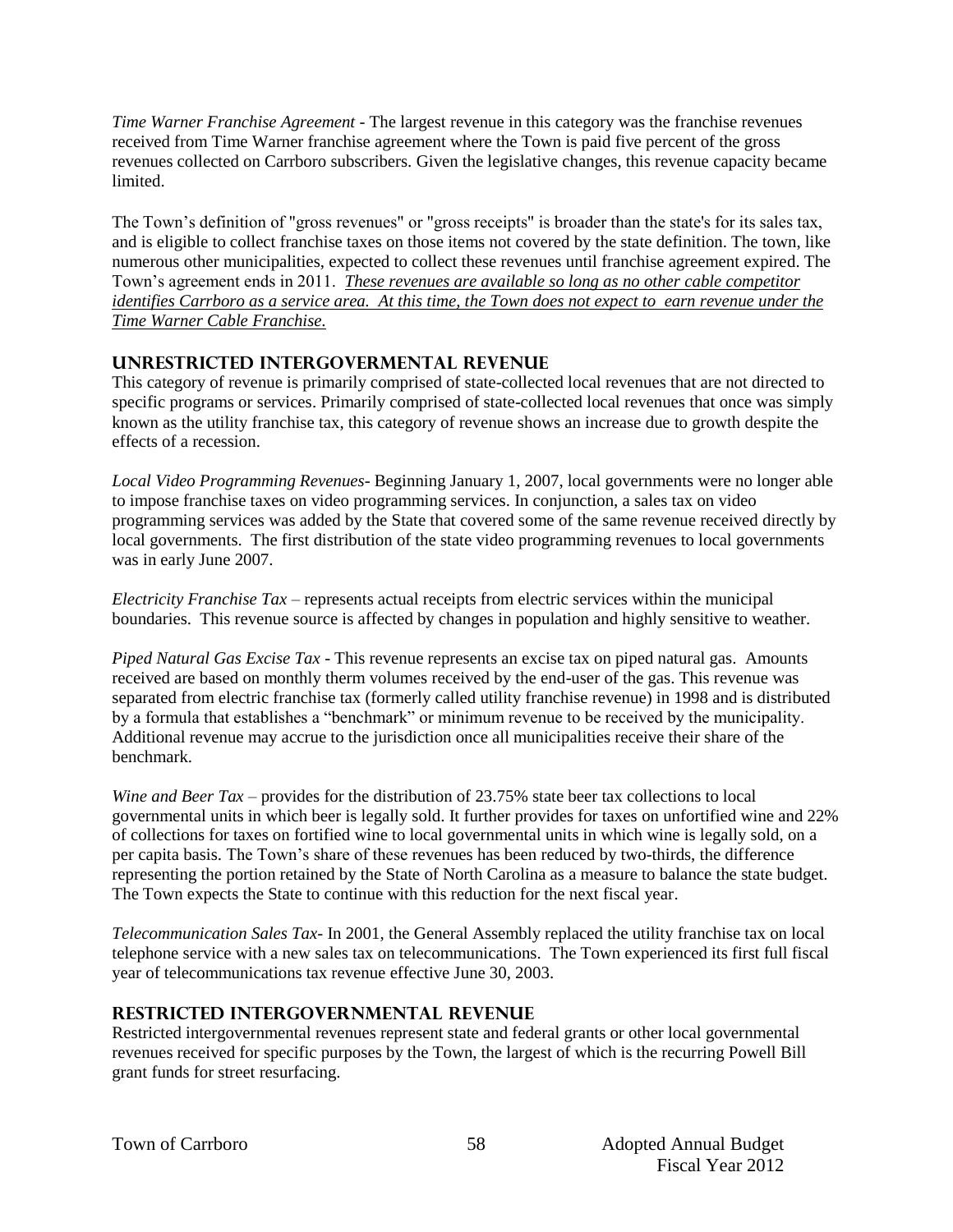*Time Warner Franchise Agreement* - The largest revenue in this category was the franchise revenues received from Time Warner franchise agreement where the Town is paid five percent of the gross revenues collected on Carrboro subscribers. Given the legislative changes, this revenue capacity became limited.

The Town's definition of "gross revenues" or "gross receipts" is broader than the state's for its sales tax, and is eligible to collect franchise taxes on those items not covered by the state definition. The town, like numerous other municipalities, expected to collect these revenues until franchise agreement expired. The Town's agreement ends in 2011. ***<u>These revenues are available so long as no other cable competitor identifies Carrboro as a service area. At this time, the Town does not expect to earn revenue under the Time Warner Cable Franchise.</u>***

## UNRESTRICTED INTERGOVERMENTAL REVENUE

This category of revenue is primarily comprised of state-collected local revenues that are not directed to specific programs or services. Primarily comprised of state-collected local revenues that once was simply known as the utility franchise tax, this category of revenue shows an increase due to growth despite the effects of a recession.

*Local Video Programming Revenues*- Beginning January 1, 2007, local governments were no longer able to impose franchise taxes on video programming services. In conjunction, a sales tax on video programming services was added by the State that covered some of the same revenue received directly by local governments. The first distribution of the state video programming revenues to local governments was in early June 2007.

*Electricity Franchise Tax* – represents actual receipts from electric services within the municipal boundaries. This revenue source is affected by changes in population and highly sensitive to weather.

*Piped Natural Gas Excise Tax* - This revenue represents an excise tax on piped natural gas. Amounts received are based on monthly therm volumes received by the end-user of the gas. This revenue was separated from electric franchise tax (formerly called utility franchise revenue) in 1998 and is distributed by a formula that establishes a "benchmark" or minimum revenue to be received by the municipality. Additional revenue may accrue to the jurisdiction once all municipalities receive their share of the benchmark.

*Wine and Beer Tax* – provides for the distribution of 23.75% state beer tax collections to local governmental units in which beer is legally sold. It further provides for taxes on unfortified wine and 22% of collections for taxes on fortified wine to local governmental units in which wine is legally sold, on a per capita basis. The Town's share of these revenues has been reduced by two-thirds, the difference representing the portion retained by the State of North Carolina as a measure to balance the state budget. The Town expects the State to continue with this reduction for the next fiscal year.

*Telecommunication Sales Tax*- In 2001, the General Assembly replaced the utility franchise tax on local telephone service with a new sales tax on telecommunications. The Town experienced its first full fiscal year of telecommunications tax revenue effective June 30, 2003.

## RESTRICTED INTERGOVERNMENTAL REVENUE

Restricted intergovernmental revenues represent state and federal grants or other local governmental revenues received for specific purposes by the Town, the largest of which is the recurring Powell Bill grant funds for street resurfacing.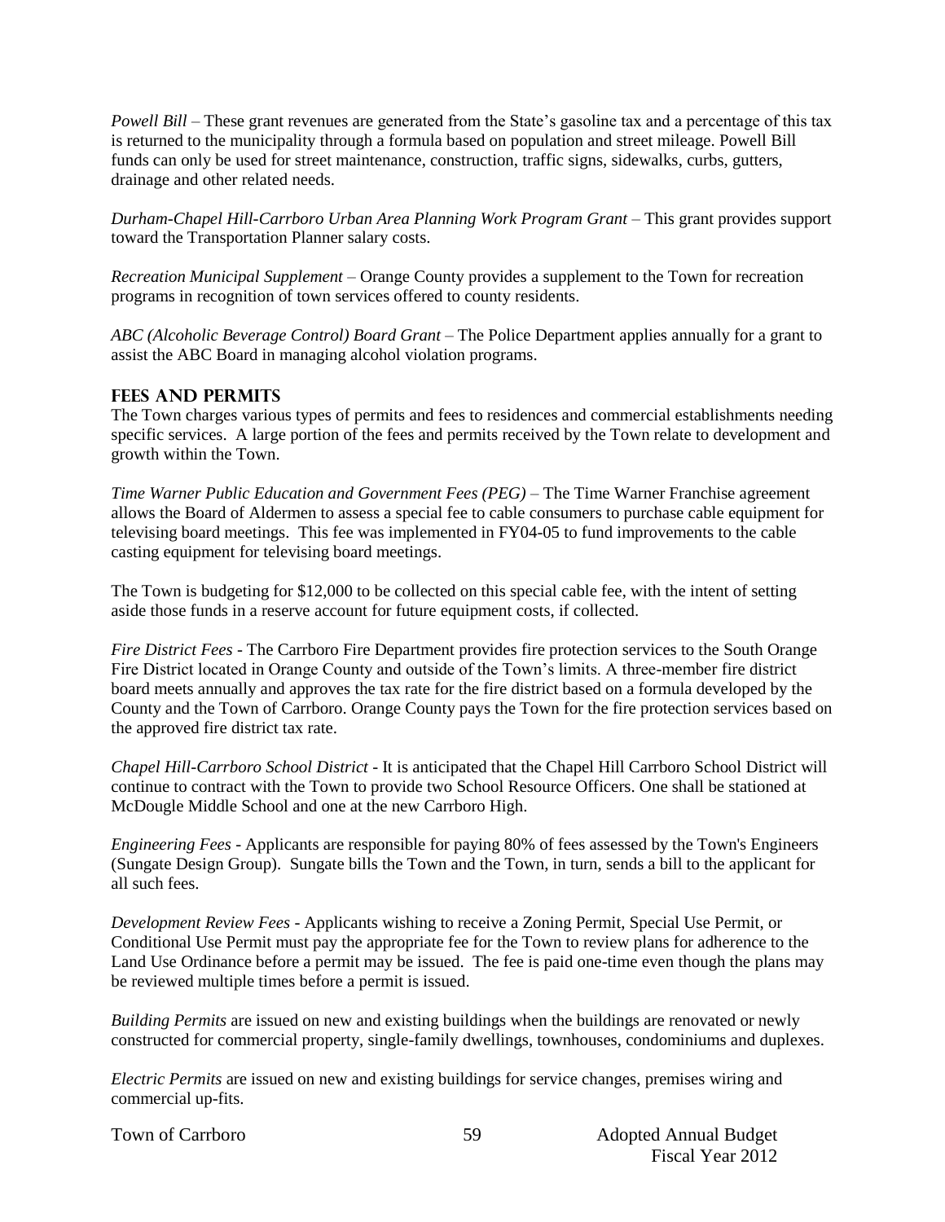*Powell Bill* – These grant revenues are generated from the State's gasoline tax and a percentage of this tax is returned to the municipality through a formula based on population and street mileage. Powell Bill funds can only be used for street maintenance, construction, traffic signs, sidewalks, curbs, gutters, drainage and other related needs.

*Durham-Chapel Hill-Carrboro Urban Area Planning Work Program Grant* – This grant provides support toward the Transportation Planner salary costs.

*Recreation Municipal Supplement* – Orange County provides a supplement to the Town for recreation programs in recognition of town services offered to county residents.

*ABC (Alcoholic Beverage Control) Board Grant* – The Police Department applies annually for a grant to assist the ABC Board in managing alcohol violation programs.

## FEES AND PERMITS

The Town charges various types of permits and fees to residences and commercial establishments needing specific services. A large portion of the fees and permits received by the Town relate to development and growth within the Town.

*Time Warner Public Education and Government Fees (PEG)* – The Time Warner Franchise agreement allows the Board of Aldermen to assess a special fee to cable consumers to purchase cable equipment for televising board meetings. This fee was implemented in FY04-05 to fund improvements to the cable casting equipment for televising board meetings.

The Town is budgeting for $12,000 to be collected on this special cable fee, with the intent of setting aside those funds in a reserve account for future equipment costs, if collected.

*Fire District Fees* - The Carrboro Fire Department provides fire protection services to the South Orange Fire District located in Orange County and outside of the Town's limits. A three-member fire district board meets annually and approves the tax rate for the fire district based on a formula developed by the County and the Town of Carrboro. Orange County pays the Town for the fire protection services based on the approved fire district tax rate.

*Chapel Hill-Carrboro School District* - It is anticipated that the Chapel Hill Carrboro School District will continue to contract with the Town to provide two School Resource Officers. One shall be stationed at McDougle Middle School and one at the new Carrboro High.

*Engineering Fees* - Applicants are responsible for paying 80% of fees assessed by the Town's Engineers (Sungate Design Group). Sungate bills the Town and the Town, in turn, sends a bill to the applicant for all such fees.

*Development Review Fees* - Applicants wishing to receive a Zoning Permit, Special Use Permit, or Conditional Use Permit must pay the appropriate fee for the Town to review plans for adherence to the Land Use Ordinance before a permit may be issued. The fee is paid one-time even though the plans may be reviewed multiple times before a permit is issued.

*Building Permits* are issued on new and existing buildings when the buildings are renovated or newly constructed for commercial property, single-family dwellings, townhouses, condominiums and duplexes.

*Electric Permits* are issued on new and existing buildings for service changes, premises wiring and commercial up-fits.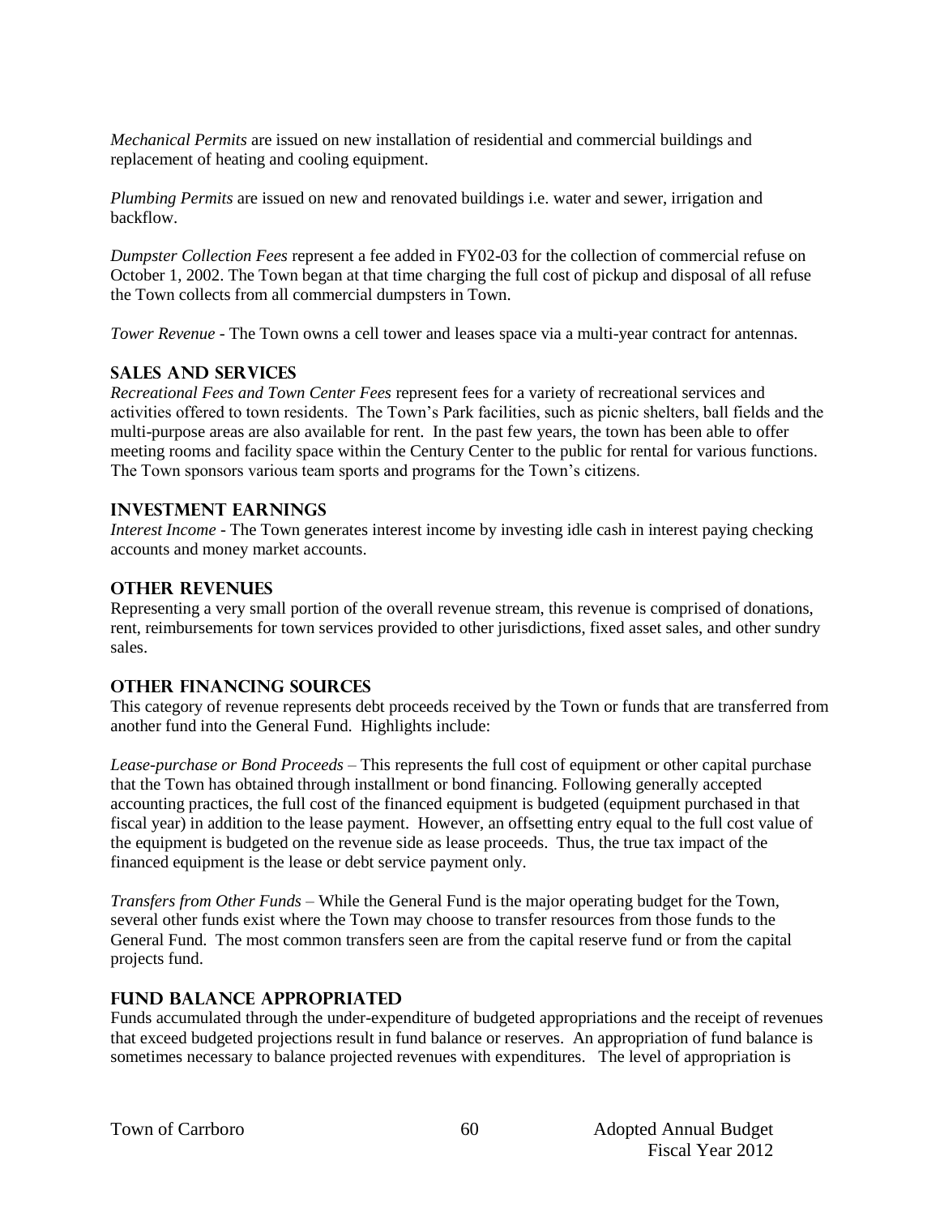*Mechanical Permits* are issued on new installation of residential and commercial buildings and replacement of heating and cooling equipment.

*Plumbing Permits* are issued on new and renovated buildings i.e. water and sewer, irrigation and backflow.

*Dumpster Collection Fees* represent a fee added in FY02-03 for the collection of commercial refuse on October 1, 2002. The Town began at that time charging the full cost of pickup and disposal of all refuse the Town collects from all commercial dumpsters in Town.

*Tower Revenue* - The Town owns a cell tower and leases space via a multi-year contract for antennas.

## Sales and Services

*Recreational Fees and Town Center Fees* represent fees for a variety of recreational services and activities offered to town residents. The Town's Park facilities, such as picnic shelters, ball fields and the multi-purpose areas are also available for rent. In the past few years, the town has been able to offer meeting rooms and facility space within the Century Center to the public for rental for various functions. The Town sponsors various team sports and programs for the Town's citizens.

## Investment Earnings

*Interest Income* - The Town generates interest income by investing idle cash in interest paying checking accounts and money market accounts.

## Other Revenues

Representing a very small portion of the overall revenue stream, this revenue is comprised of donations, rent, reimbursements for town services provided to other jurisdictions, fixed asset sales, and other sundry sales.

## Other Financing Sources

This category of revenue represents debt proceeds received by the Town or funds that are transferred from another fund into the General Fund. Highlights include:

*Lease-purchase or Bond Proceeds* – This represents the full cost of equipment or other capital purchase that the Town has obtained through installment or bond financing. Following generally accepted accounting practices, the full cost of the financed equipment is budgeted (equipment purchased in that fiscal year) in addition to the lease payment. However, an offsetting entry equal to the full cost value of the equipment is budgeted on the revenue side as lease proceeds. Thus, the true tax impact of the financed equipment is the lease or debt service payment only.

*Transfers from Other Funds* – While the General Fund is the major operating budget for the Town, several other funds exist where the Town may choose to transfer resources from those funds to the General Fund. The most common transfers seen are from the capital reserve fund or from the capital projects fund.

## Fund Balance Appropriated

Funds accumulated through the under-expenditure of budgeted appropriations and the receipt of revenues that exceed budgeted projections result in fund balance or reserves. An appropriation of fund balance is sometimes necessary to balance projected revenues with expenditures. The level of appropriation is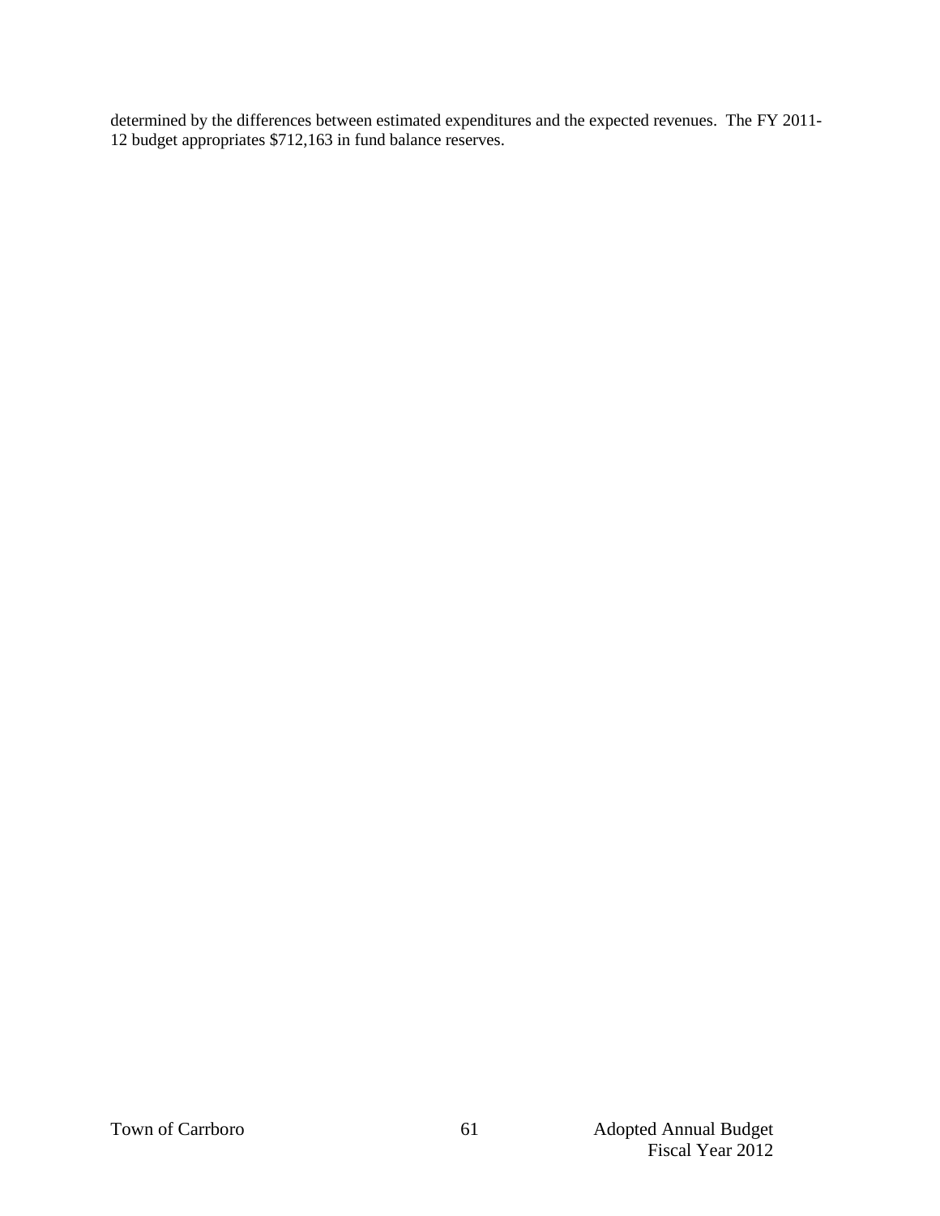determined by the differences between estimated expenditures and the expected revenues. The FY 2011-12 budget appropriates $712,163 in fund balance reserves.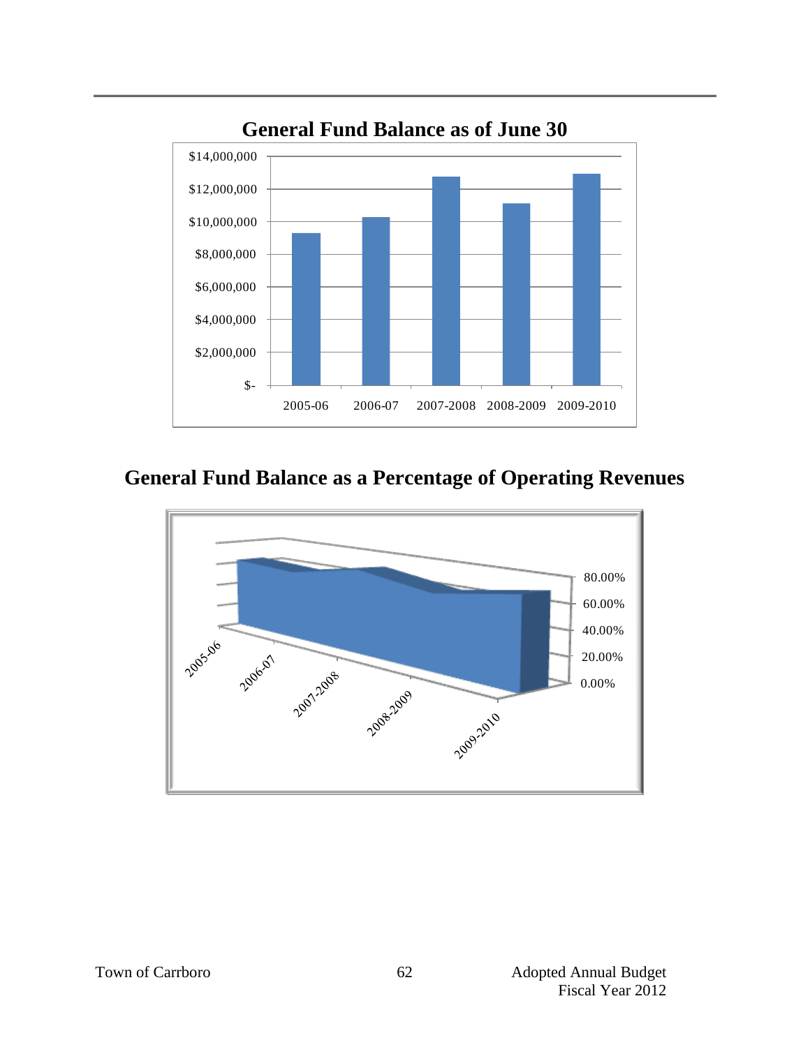## General Fund Balance as of June 30

| Fiscal Year | General Fund Balance |
|---|---|
| 2005-06 | |
| 2006-07 | |
| 2007-2008 | |
| 2008-2009 | |
| 2009-2010 | |

Y-axis: $-, $2,000,000, $4,000,000, $6,000,000, $8,000,000, $10,000,000, $12,000,000, $14,000,000

## General Fund Balance as a Percentage of Operating Revenues

X-axis: 2005-06, 2006-07, 2007-2008, 2008-2009, 2009-2010

Y-axis: 0.00%, 20.00%, 40.00%, 60.00%, 80.00%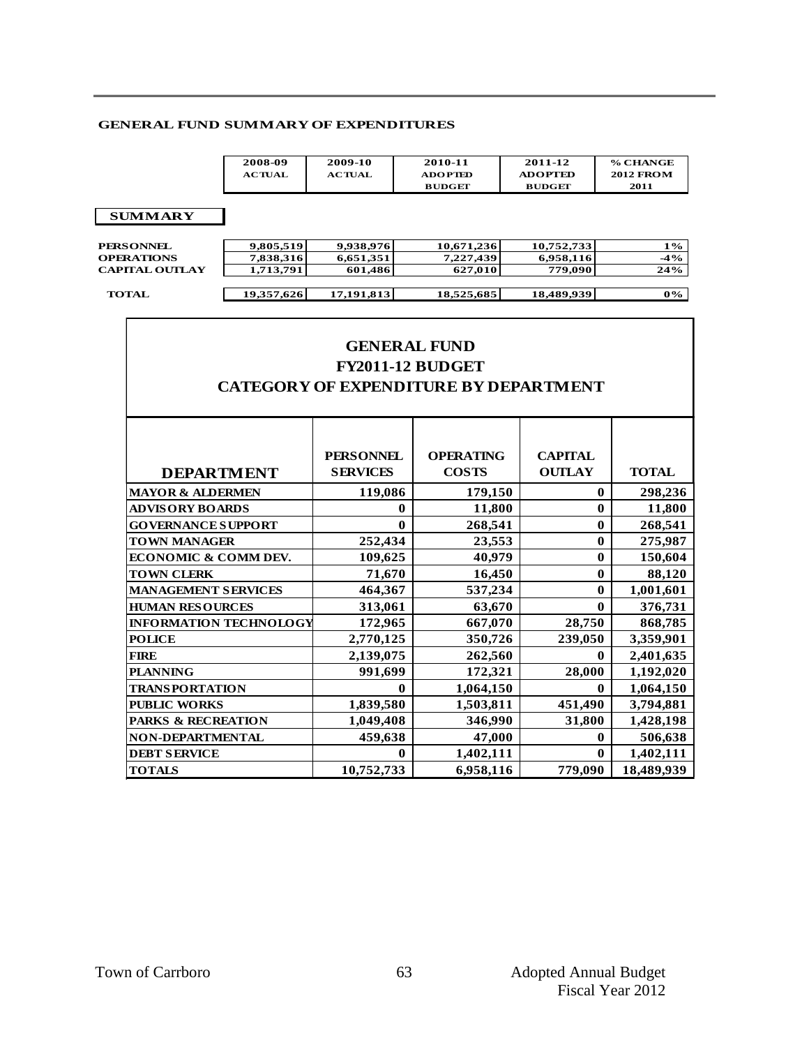## GENERAL FUND SUMMARY OF EXPENDITURES

| | 2008-09 ACTUAL | 2009-10 ACTUAL | 2010-11 ADOPTED BUDGET | 2011-12 ADOPTED BUDGET | % CHANGE 2012 FROM 2011 |
|---|---|---|---|---|---|
| **SUMMARY** | | | | | |
| PERSONNEL | 9,805,519 | 9,938,976 | 10,671,236 | 10,752,733 | 1% |
| OPERATIONS | 7,838,316 | 6,651,351 | 7,227,439 | 6,958,116 | -4% |
| CAPITAL OUTLAY | 1,713,791 | 601,486 | 627,010 | 779,090 | 24% |
| TOTAL | 19,357,626 | 17,191,813 | 18,525,685 | 18,489,939 | 0% |

## GENERAL FUND
## FY2011-12 BUDGET
## CATEGORY OF EXPENDITURE BY DEPARTMENT

| DEPARTMENT | PERSONNEL SERVICES | OPERATING COSTS | CAPITAL OUTLAY | TOTAL |
|---|---|---|---|---|
| MAYOR & ALDERMEN | 119,086 | 179,150 | 0 | 298,236 |
| ADVISORY BOARDS | 0 | 11,800 | 0 | 11,800 |
| GOVERNANCE SUPPORT | 0 | 268,541 | 0 | 268,541 |
| TOWN MANAGER | 252,434 | 23,553 | 0 | 275,987 |
| ECONOMIC & COMM DEV. | 109,625 | 40,979 | 0 | 150,604 |
| TOWN CLERK | 71,670 | 16,450 | 0 | 88,120 |
| MANAGEMENT SERVICES | 464,367 | 537,234 | 0 | 1,001,601 |
| HUMAN RESOURCES | 313,061 | 63,670 | 0 | 376,731 |
| INFORMATION TECHNOLOGY | 172,965 | 667,070 | 28,750 | 868,785 |
| POLICE | 2,770,125 | 350,726 | 239,050 | 3,359,901 |
| FIRE | 2,139,075 | 262,560 | 0 | 2,401,635 |
| PLANNING | 991,699 | 172,321 | 28,000 | 1,192,020 |
| TRANSPORTATION | 0 | 1,064,150 | 0 | 1,064,150 |
| PUBLIC WORKS | 1,839,580 | 1,503,811 | 451,490 | 3,794,881 |
| PARKS & RECREATION | 1,049,408 | 346,990 | 31,800 | 1,428,198 |
| NON-DEPARTMENTAL | 459,638 | 47,000 | 0 | 506,638 |
| DEBT SERVICE | 0 | 1,402,111 | 0 | 1,402,111 |
| TOTALS | 10,752,733 | 6,958,116 | 779,090 | 18,489,939 |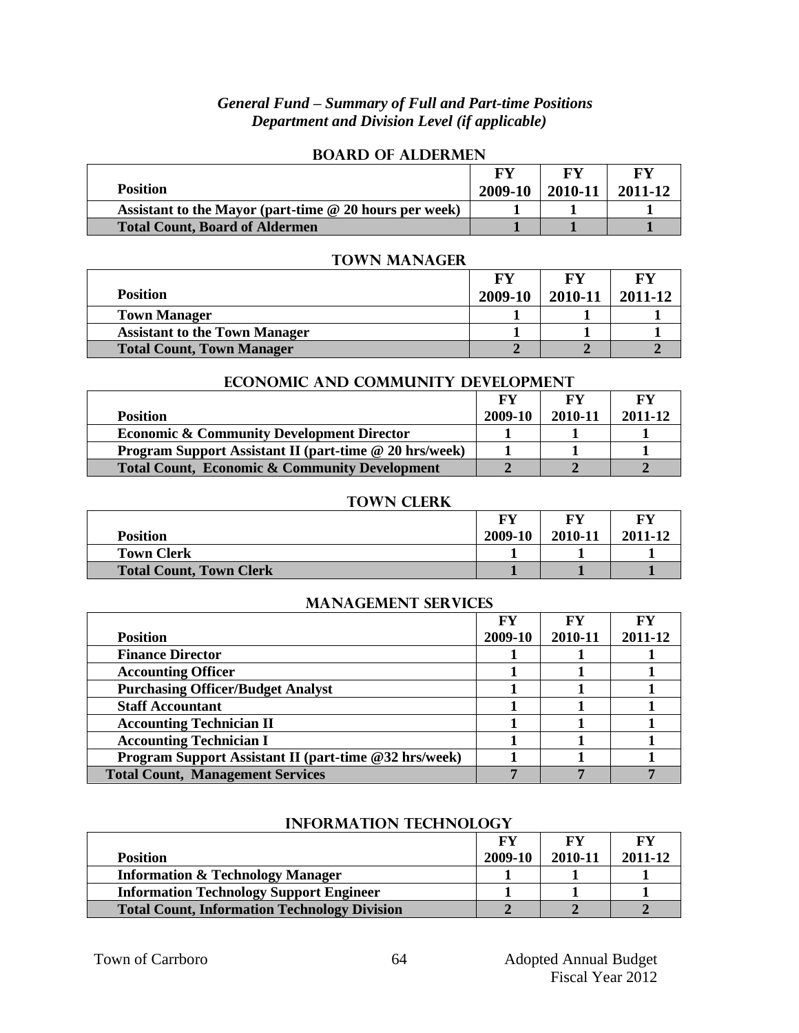*General Fund – Summary of Full and Part-time Positions*
*Department and Division Level (if applicable)*

## BOARD OF ALDERMEN

| Position | FY 2009-10 | FY 2010-11 | FY 2011-12 |
|---|---|---|---|
| Assistant to the Mayor (part-time @ 20 hours per week) | 1 | 1 | 1 |
| **Total Count, Board of Aldermen** | **1** | **1** | **1** |

## TOWN MANAGER

| Position | FY 2009-10 | FY 2010-11 | FY 2011-12 |
|---|---|---|---|
| Town Manager | 1 | 1 | 1 |
| Assistant to the Town Manager | 1 | 1 | 1 |
| **Total Count, Town Manager** | **2** | **2** | **2** |

## ECONOMIC AND COMMUNITY DEVELOPMENT

| Position | FY 2009-10 | FY 2010-11 | FY 2011-12 |
|---|---|---|---|
| Economic & Community Development Director | 1 | 1 | 1 |
| Program Support Assistant II (part-time @ 20 hrs/week) | 1 | 1 | 1 |
| **Total Count, Economic & Community Development** | **2** | **2** | **2** |

## TOWN CLERK

| Position | FY 2009-10 | FY 2010-11 | FY 2011-12 |
|---|---|---|---|
| Town Clerk | 1 | 1 | 1 |
| **Total Count, Town Clerk** | **1** | **1** | **1** |

## MANAGEMENT SERVICES

| Position | FY 2009-10 | FY 2010-11 | FY 2011-12 |
|---|---|---|---|
| Finance Director | 1 | 1 | 1 |
| Accounting Officer | 1 | 1 | 1 |
| Purchasing Officer/Budget Analyst | 1 | 1 | 1 |
| Staff Accountant | 1 | 1 | 1 |
| Accounting Technician II | 1 | 1 | 1 |
| Accounting Technician I | 1 | 1 | 1 |
| Program Support Assistant II (part-time @32 hrs/week) | 1 | 1 | 1 |
| **Total Count, Management Services** | **7** | **7** | **7** |

## INFORMATION TECHNOLOGY

| Position | FY 2009-10 | FY 2010-11 | FY 2011-12 |
|---|---|---|---|
| Information & Technology Manager | 1 | 1 | 1 |
| Information Technology Support Engineer | 1 | 1 | 1 |
| **Total Count, Information Technology Division** | **2** | **2** | **2** |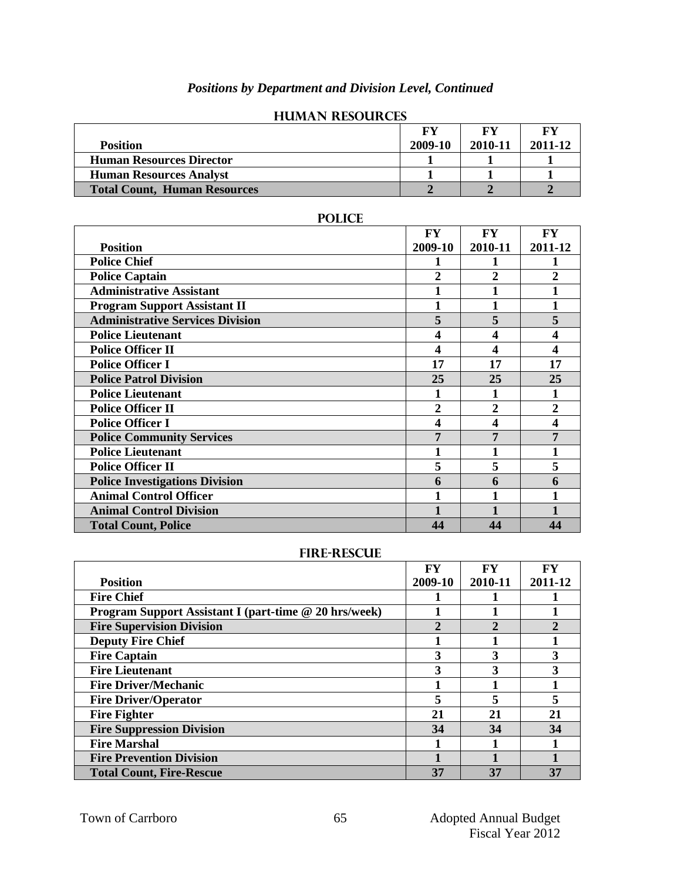*Positions by Department and Division Level, Continued*

## HUMAN RESOURCES

| Position | FY 2009-10 | FY 2010-11 | FY 2011-12 |
|---|---|---|---|
| **Human Resources Director** | **1** | **1** | **1** |
| **Human Resources Analyst** | **1** | **1** | **1** |
| **Total Count, Human Resources** | **2** | **2** | **2** |

## POLICE

| Position | FY 2009-10 | FY 2010-11 | FY 2011-12 |
|---|---|---|---|
| **Police Chief** | **1** | **1** | **1** |
| **Police Captain** | **2** | **2** | **2** |
| **Administrative Assistant** | **1** | **1** | **1** |
| **Program Support Assistant II** | **1** | **1** | **1** |
| **Administrative Services Division** | **5** | **5** | **5** |
| **Police Lieutenant** | **4** | **4** | **4** |
| **Police Officer II** | **4** | **4** | **4** |
| **Police Officer I** | **17** | **17** | **17** |
| **Police Patrol Division** | **25** | **25** | **25** |
| **Police Lieutenant** | **1** | **1** | **1** |
| **Police Officer II** | **2** | **2** | **2** |
| **Police Officer I** | **4** | **4** | **4** |
| **Police Community Services** | **7** | **7** | **7** |
| **Police Lieutenant** | **1** | **1** | **1** |
| **Police Officer II** | **5** | **5** | **5** |
| **Police Investigations Division** | **6** | **6** | **6** |
| **Animal Control Officer** | **1** | **1** | **1** |
| **Animal Control Division** | **1** | **1** | **1** |
| **Total Count, Police** | **44** | **44** | **44** |

## FIRE-RESCUE

| Position | FY 2009-10 | FY 2010-11 | FY 2011-12 |
|---|---|---|---|
| **Fire Chief** | **1** | **1** | **1** |
| **Program Support Assistant I (part-time @ 20 hrs/week)** | **1** | **1** | **1** |
| **Fire Supervision Division** | **2** | **2** | **2** |
| **Deputy Fire Chief** | **1** | **1** | **1** |
| **Fire Captain** | **3** | **3** | **3** |
| **Fire Lieutenant** | **3** | **3** | **3** |
| **Fire Driver/Mechanic** | **1** | **1** | **1** |
| **Fire Driver/Operator** | **5** | **5** | **5** |
| **Fire Fighter** | **21** | **21** | **21** |
| **Fire Suppression Division** | **34** | **34** | **34** |
| **Fire Marshal** | **1** | **1** | **1** |
| **Fire Prevention Division** | **1** | **1** | **1** |
| **Total Count, Fire-Rescue** | **37** | **37** | **37** |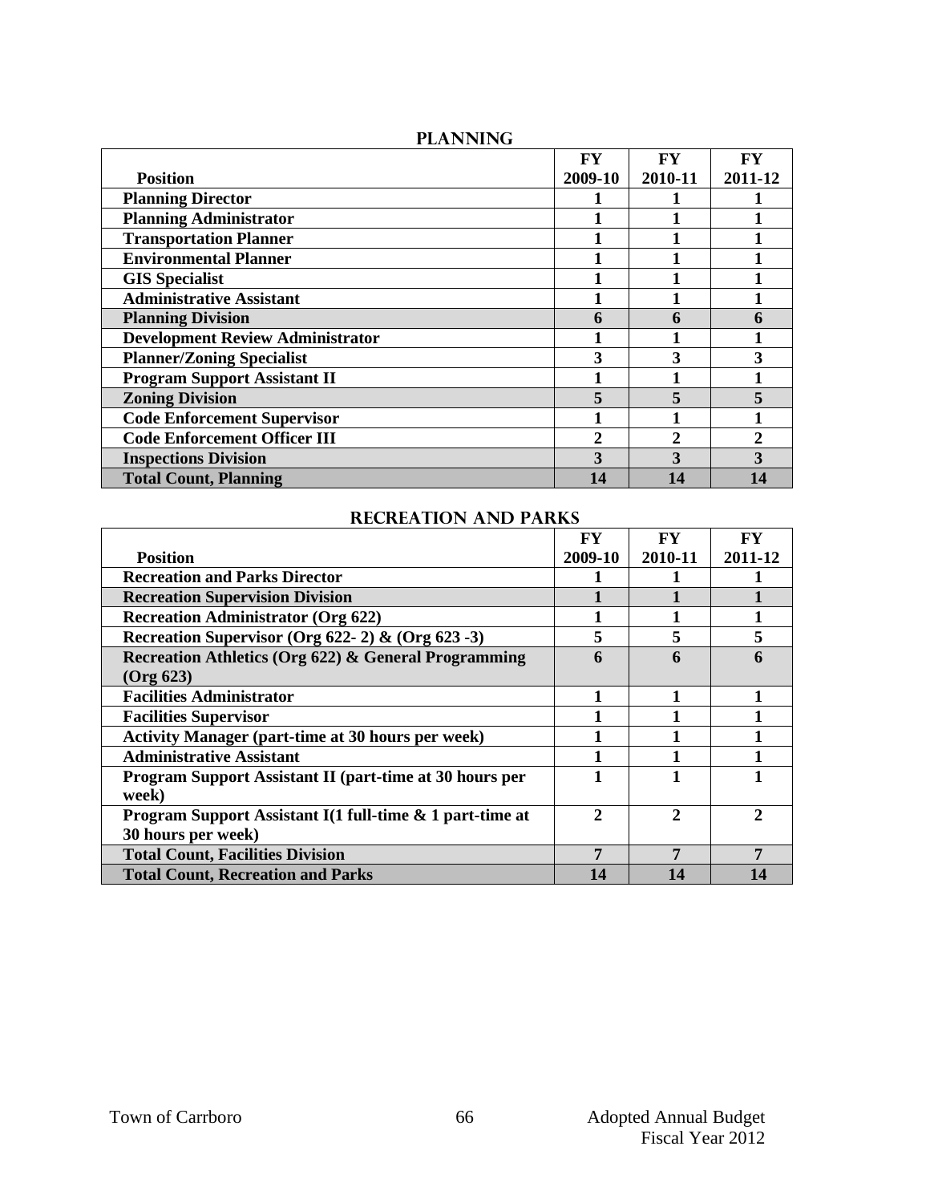## PLANNING

| Position | FY 2009-10 | FY 2010-11 | FY 2011-12 |
|---|---|---|---|
| **Planning Director** | **1** | **1** | **1** |
| **Planning Administrator** | **1** | **1** | **1** |
| **Transportation Planner** | **1** | **1** | **1** |
| **Environmental Planner** | **1** | **1** | **1** |
| **GIS Specialist** | **1** | **1** | **1** |
| **Administrative Assistant** | **1** | **1** | **1** |
| **Planning Division** | **6** | **6** | **6** |
| **Development Review Administrator** | **1** | **1** | **1** |
| **Planner/Zoning Specialist** | **3** | **3** | **3** |
| **Program Support Assistant II** | **1** | **1** | **1** |
| **Zoning Division** | **5** | **5** | **5** |
| **Code Enforcement Supervisor** | **1** | **1** | **1** |
| **Code Enforcement Officer III** | **2** | **2** | **2** |
| **Inspections Division** | **3** | **3** | **3** |
| **Total Count, Planning** | **14** | **14** | **14** |

## RECREATION AND PARKS

| Position | FY 2009-10 | FY 2010-11 | FY 2011-12 |
|---|---|---|---|
| **Recreation and Parks Director** | **1** | **1** | **1** |
| **Recreation Supervision Division** | **1** | **1** | **1** |
| **Recreation Administrator (Org 622)** | **1** | **1** | **1** |
| **Recreation Supervisor (Org 622- 2) & (Org 623 -3)** | **5** | **5** | **5** |
| **Recreation Athletics (Org 622) & General Programming (Org 623)** | **6** | **6** | **6** |
| **Facilities Administrator** | **1** | **1** | **1** |
| **Facilities Supervisor** | **1** | **1** | **1** |
| **Activity Manager (part-time at 30 hours per week)** | **1** | **1** | **1** |
| **Administrative Assistant** | **1** | **1** | **1** |
| **Program Support Assistant II (part-time at 30 hours per week)** | **1** | **1** | **1** |
| **Program Support Assistant I(1 full-time & 1 part-time at 30 hours per week)** | **2** | **2** | **2** |
| **Total Count, Facilities Division** | **7** | **7** | **7** |
| **Total Count, Recreation and Parks** | **14** | **14** | **14** |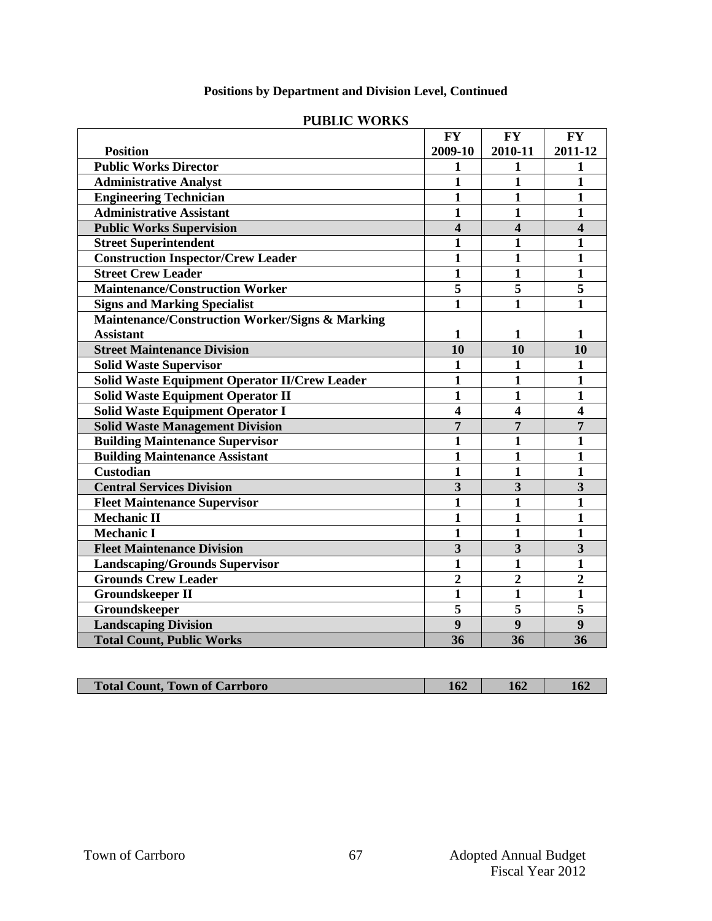## Positions by Department and Division Level, Continued

### PUBLIC WORKS

| Position | FY 2009-10 | FY 2010-11 | FY 2011-12 |
|---|---|---|---|
| Public Works Director | 1 | 1 | 1 |
| Administrative Analyst | 1 | 1 | 1 |
| Engineering Technician | 1 | 1 | 1 |
| Administrative Assistant | 1 | 1 | 1 |
| **Public Works Supervision** | **4** | **4** | **4** |
| Street Superintendent | 1 | 1 | 1 |
| Construction Inspector/Crew Leader | 1 | 1 | 1 |
| Street Crew Leader | 1 | 1 | 1 |
| Maintenance/Construction Worker | 5 | 5 | 5 |
| Signs and Marking Specialist | 1 | 1 | 1 |
| Maintenance/Construction Worker/Signs & Marking Assistant | 1 | 1 | 1 |
| **Street Maintenance Division** | **10** | **10** | **10** |
| Solid Waste Supervisor | 1 | 1 | 1 |
| Solid Waste Equipment Operator II/Crew Leader | 1 | 1 | 1 |
| Solid Waste Equipment Operator II | 1 | 1 | 1 |
| Solid Waste Equipment Operator I | 4 | 4 | 4 |
| **Solid Waste Management Division** | **7** | **7** | **7** |
| Building Maintenance Supervisor | 1 | 1 | 1 |
| Building Maintenance Assistant | 1 | 1 | 1 |
| Custodian | 1 | 1 | 1 |
| **Central Services Division** | **3** | **3** | **3** |
| Fleet Maintenance Supervisor | 1 | 1 | 1 |
| Mechanic II | 1 | 1 | 1 |
| Mechanic I | 1 | 1 | 1 |
| **Fleet Maintenance Division** | **3** | **3** | **3** |
| Landscaping/Grounds Supervisor | 1 | 1 | 1 |
| Grounds Crew Leader | 2 | 2 | 2 |
| Groundskeeper II | 1 | 1 | 1 |
| Groundskeeper | 5 | 5 | 5 |
| **Landscaping Division** | **9** | **9** | **9** |
| **Total Count, Public Works** | **36** | **36** | **36** |

| | | | |
|---|---|---|---|
| **Total Count, Town of Carrboro** | **162** | **162** | **162** |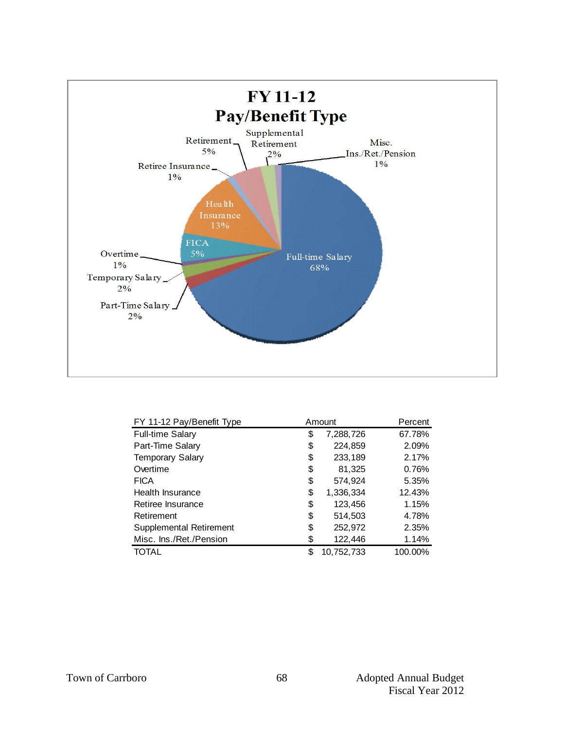# FY 11-12 Pay/Benefit Type

Retirement 5%
Supplemental Retirement 2%
Misc. Ins./Ret./Pension 1%
Retiree Insurance 1%
Health Insurance 13%
FICA 5%
Overtime 1%
Temporary Salary 2%
Part-Time Salary 2%
Full-time Salary 68%

| FY 11-12 Pay/Benefit Type | Amount | Percent |
|---|---|---|
| Full-time Salary | $ 7,288,726 | 67.78% |
| Part-Time Salary | $ 224,859 | 2.09% |
| Temporary Salary | $ 233,189 | 2.17% |
| Overtime | $ 81,325 | 0.76% |
| FICA | $ 574,924 | 5.35% |
| Health Insurance | $ 1,336,334 | 12.43% |
| Retiree Insurance | $ 123,456 | 1.15% |
| Retirement | $ 514,503 | 4.78% |
| Supplemental Retirement | $ 252,972 | 2.35% |
| Misc. Ins./Ret./Pension | $ 122,446 | 1.14% |
| TOTAL | $ 10,752,733 | 100.00% |